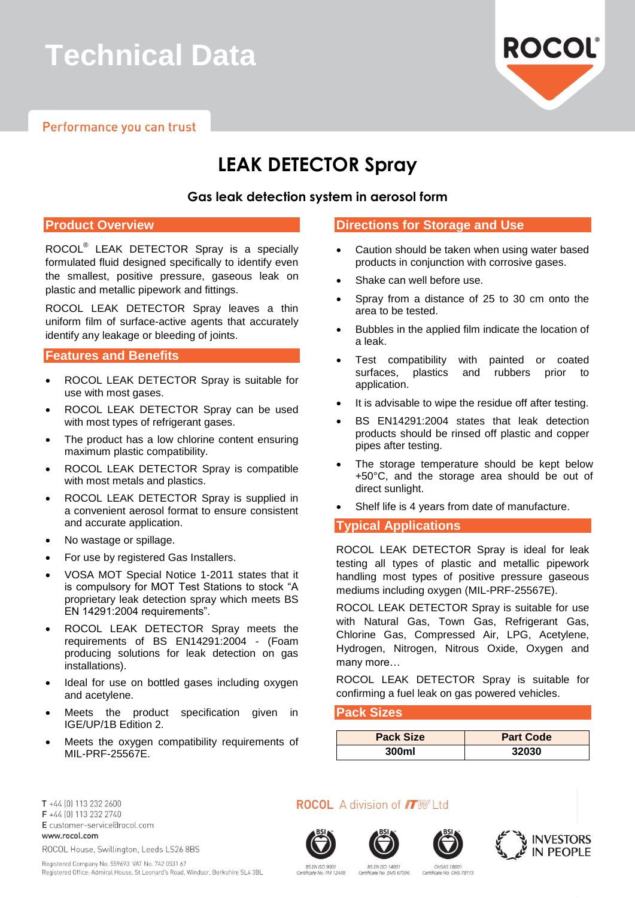# Technical Data

Performance you can trust

# LEAK DETECTOR Spray

### Gas leak detection system in aerosol form

## Product Overview

ROCOL® LEAK DETECTOR Spray is a specially formulated fluid designed specifically to identify even the smallest, positive pressure, gaseous leak on plastic and metallic pipework and fittings.

ROCOL LEAK DETECTOR Spray leaves a thin uniform film of surface-active agents that accurately identify any leakage or bleeding of joints.

## Features and Benefits

- ROCOL LEAK DETECTOR Spray is suitable for use with most gases.
- ROCOL LEAK DETECTOR Spray can be used with most types of refrigerant gases.
- The product has a low chlorine content ensuring maximum plastic compatibility.
- ROCOL LEAK DETECTOR Spray is compatible with most metals and plastics.
- ROCOL LEAK DETECTOR Spray is supplied in a convenient aerosol format to ensure consistent and accurate application.
- No wastage or spillage.
- For use by registered Gas Installers.
- VOSA MOT Special Notice 1-2011 states that it is compulsory for MOT Test Stations to stock "A proprietary leak detection spray which meets BS EN 14291:2004 requirements".
- ROCOL LEAK DETECTOR Spray meets the requirements of BS EN14291:2004 - (Foam producing solutions for leak detection on gas installations).
- Ideal for use on bottled gases including oxygen and acetylene.
- Meets the product specification given in IGE/UP/1B Edition 2.
- Meets the oxygen compatibility requirements of MIL-PRF-25567E.

## Directions for Storage and Use

- Caution should be taken when using water based products in conjunction with corrosive gases.
- Shake can well before use.
- Spray from a distance of 25 to 30 cm onto the area to be tested.
- Bubbles in the applied film indicate the location of a leak.
- Test compatibility with painted or coated surfaces, plastics and rubbers prior to application.
- It is advisable to wipe the residue off after testing.
- BS EN14291:2004 states that leak detection products should be rinsed off plastic and copper pipes after testing.
- The storage temperature should be kept below +50°C, and the storage area should be out of direct sunlight.
- Shelf life is 4 years from date of manufacture.

## Typical Applications

ROCOL LEAK DETECTOR Spray is ideal for leak testing all types of plastic and metallic pipework handling most types of positive pressure gaseous mediums including oxygen (MIL-PRF-25567E).

ROCOL LEAK DETECTOR Spray is suitable for use with Natural Gas, Town Gas, Refrigerant Gas, Chlorine Gas, Compressed Air, LPG, Acetylene, Hydrogen, Nitrogen, Nitrous Oxide, Oxygen and many more…

ROCOL LEAK DETECTOR Spray is suitable for confirming a fuel leak on gas powered vehicles.

## Pack Sizes

| Pack Size | Part Code |
|---|---|
| 300ml | 32030 |

T +44 (0) 113 232 2600
F +44 (0) 113 232 2740
E customer-service@rocol.com
www.rocol.com

ROCOL House, Swillington, Leeds LS26 8BS

Registered Company No. 559693 VAT No. 742 0531 67
Registered Office: Admiral House, St Leonard's Road, Windsor, Berkshire SL4 3BL

ROCOL A division of ITW Ltd

BS EN ISO 9001 Certificate No. FM 12448 | BS EN ISO 14001 Certificate No. EMS 67596 | OHSAS 18001 Certificate No. OHS 78173 | INVESTORS IN PEOPLE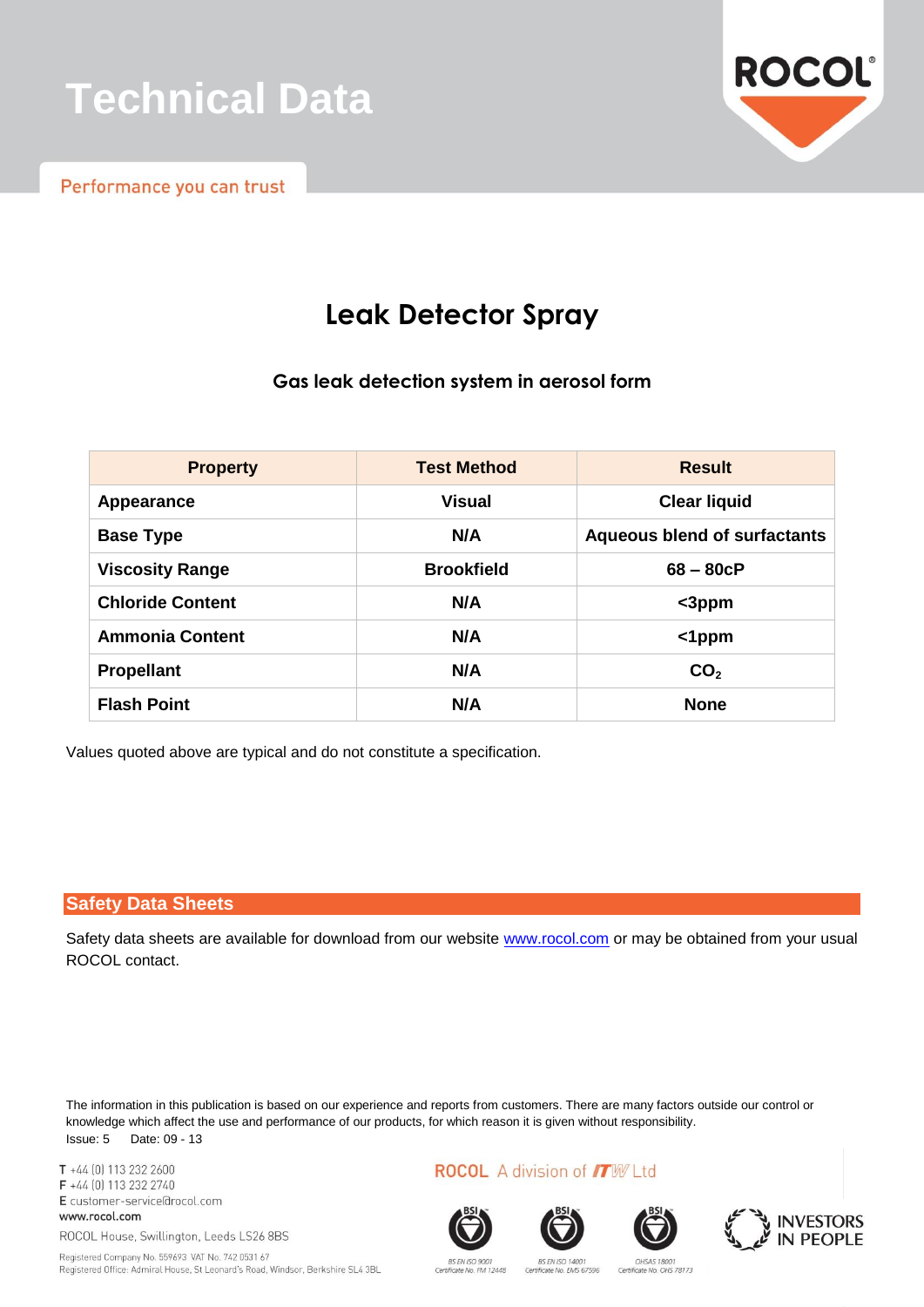# Technical Data

Performance you can trust

## Leak Detector Spray

### Gas leak detection system in aerosol form

| Property | Test Method | Result |
|---|---|---|
| Appearance | Visual | Clear liquid |
| Base Type | N/A | Aqueous blend of surfactants |
| Viscosity Range | Brookfield | 68 – 80cP |
| Chloride Content | N/A | <3ppm |
| Ammonia Content | N/A | <1ppm |
| Propellant | N/A | $CO_2$ |
| Flash Point | N/A | None |

Values quoted above are typical and do not constitute a specification.

## Safety Data Sheets

Safety data sheets are available for download from our website www.rocol.com or may be obtained from your usual ROCOL contact.

The information in this publication is based on our experience and reports from customers. There are many factors outside our control or knowledge which affect the use and performance of our products, for which reason it is given without responsibility.
Issue: 5 Date: 09 - 13

T +44 (0) 113 232 2600
F +44 (0) 113 232 2740
E customer-service@rocol.com
www.rocol.com
ROCOL House, Swillington, Leeds LS26 8BS
Registered Company No. 559693 VAT No. 742 0531 67
Registered Office: Admiral House, St Leonard's Road, Windsor, Berkshire SL4 3BL

ROCOL A division of ITW Ltd

BS EN ISO 9001 Certificate No. FM 12448
BS EN ISO 14001 Certificate No. EMS 67596
OHSAS 18001 Certificate No. OHS 78173

INVESTORS IN PEOPLE